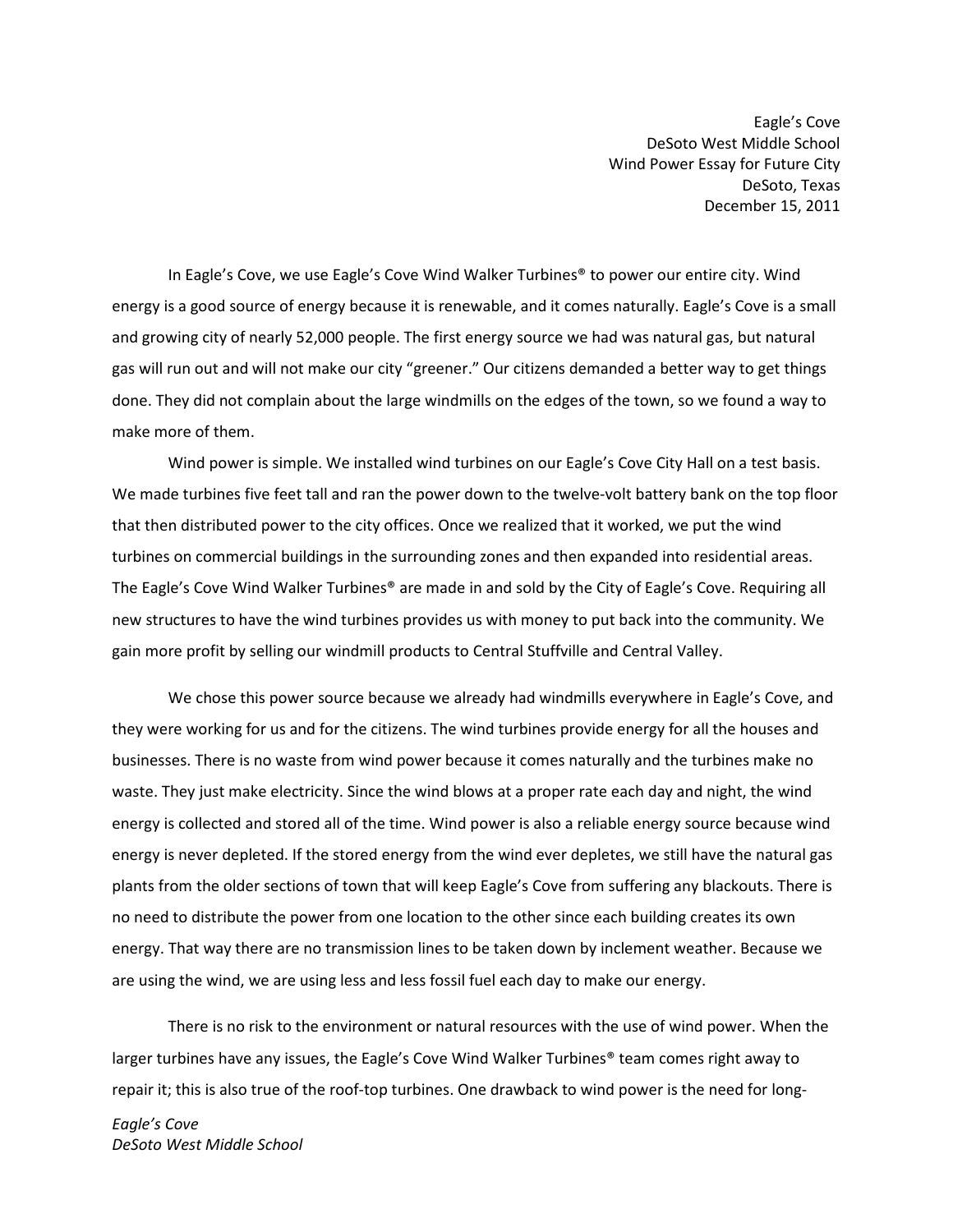Eagle's Cove
DeSoto West Middle School
Wind Power Essay for Future City
DeSoto, Texas
December 15, 2011

In Eagle's Cove, we use Eagle's Cove Wind Walker Turbines® to power our entire city. Wind energy is a good source of energy because it is renewable, and it comes naturally. Eagle's Cove is a small and growing city of nearly 52,000 people. The first energy source we had was natural gas, but natural gas will run out and will not make our city "greener." Our citizens demanded a better way to get things done. They did not complain about the large windmills on the edges of the town, so we found a way to make more of them.

Wind power is simple. We installed wind turbines on our Eagle's Cove City Hall on a test basis. We made turbines five feet tall and ran the power down to the twelve-volt battery bank on the top floor that then distributed power to the city offices. Once we realized that it worked, we put the wind turbines on commercial buildings in the surrounding zones and then expanded into residential areas. The Eagle's Cove Wind Walker Turbines® are made in and sold by the City of Eagle's Cove. Requiring all new structures to have the wind turbines provides us with money to put back into the community. We gain more profit by selling our windmill products to Central Stuffville and Central Valley.

We chose this power source because we already had windmills everywhere in Eagle's Cove, and they were working for us and for the citizens. The wind turbines provide energy for all the houses and businesses. There is no waste from wind power because it comes naturally and the turbines make no waste. They just make electricity. Since the wind blows at a proper rate each day and night, the wind energy is collected and stored all of the time. Wind power is also a reliable energy source because wind energy is never depleted. If the stored energy from the wind ever depletes, we still have the natural gas plants from the older sections of town that will keep Eagle's Cove from suffering any blackouts. There is no need to distribute the power from one location to the other since each building creates its own energy. That way there are no transmission lines to be taken down by inclement weather. Because we are using the wind, we are using less and less fossil fuel each day to make our energy.

There is no risk to the environment or natural resources with the use of wind power. When the larger turbines have any issues, the Eagle's Cove Wind Walker Turbines® team comes right away to repair it; this is also true of the roof-top turbines. One drawback to wind power is the need for long-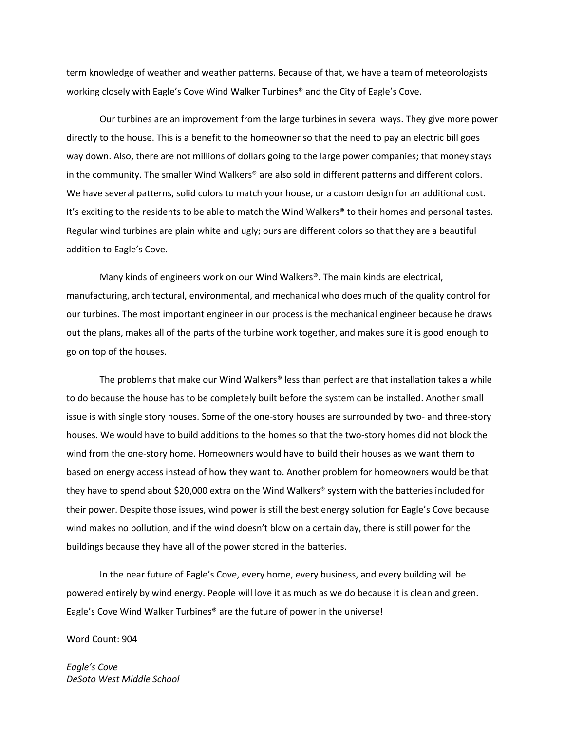term knowledge of weather and weather patterns. Because of that, we have a team of meteorologists working closely with Eagle's Cove Wind Walker Turbines® and the City of Eagle's Cove.

Our turbines are an improvement from the large turbines in several ways. They give more power directly to the house. This is a benefit to the homeowner so that the need to pay an electric bill goes way down. Also, there are not millions of dollars going to the large power companies; that money stays in the community. The smaller Wind Walkers® are also sold in different patterns and different colors. We have several patterns, solid colors to match your house, or a custom design for an additional cost. It's exciting to the residents to be able to match the Wind Walkers® to their homes and personal tastes. Regular wind turbines are plain white and ugly; ours are different colors so that they are a beautiful addition to Eagle's Cove.

Many kinds of engineers work on our Wind Walkers®. The main kinds are electrical, manufacturing, architectural, environmental, and mechanical who does much of the quality control for our turbines. The most important engineer in our process is the mechanical engineer because he draws out the plans, makes all of the parts of the turbine work together, and makes sure it is good enough to go on top of the houses.

The problems that make our Wind Walkers® less than perfect are that installation takes a while to do because the house has to be completely built before the system can be installed. Another small issue is with single story houses. Some of the one-story houses are surrounded by two- and three-story houses. We would have to build additions to the homes so that the two-story homes did not block the wind from the one-story home. Homeowners would have to build their houses as we want them to based on energy access instead of how they want to. Another problem for homeowners would be that they have to spend about $20,000 extra on the Wind Walkers® system with the batteries included for their power. Despite those issues, wind power is still the best energy solution for Eagle's Cove because wind makes no pollution, and if the wind doesn't blow on a certain day, there is still power for the buildings because they have all of the power stored in the batteries.

In the near future of Eagle's Cove, every home, every business, and every building will be powered entirely by wind energy. People will love it as much as we do because it is clean and green. Eagle's Cove Wind Walker Turbines® are the future of power in the universe!

Word Count: 904

*Eagle's Cove*
*DeSoto West Middle School*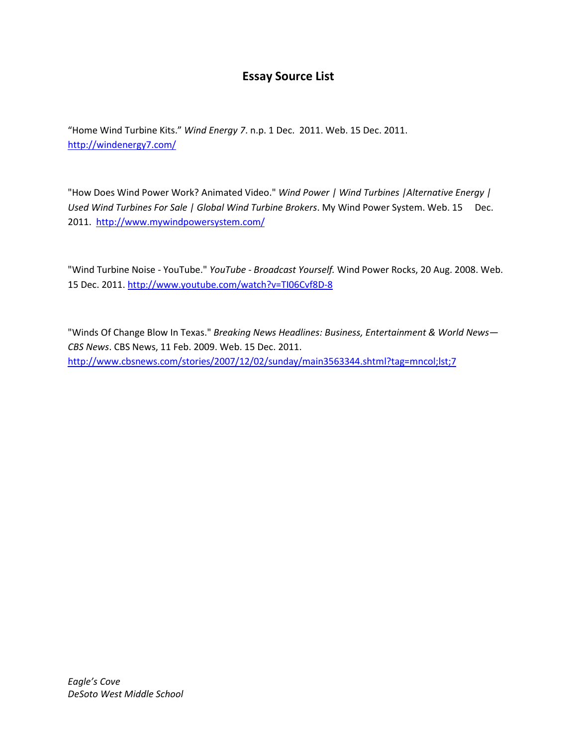# Essay Source List

"Home Wind Turbine Kits." *Wind Energy 7*. n.p. 1 Dec. 2011. Web. 15 Dec. 2011. http://windenergy7.com/

"How Does Wind Power Work? Animated Video." *Wind Power | Wind Turbines |Alternative Energy | Used Wind Turbines For Sale | Global Wind Turbine Brokers*. My Wind Power System. Web. 15 Dec. 2011. http://www.mywindpowersystem.com/

"Wind Turbine Noise - YouTube." *YouTube - Broadcast Yourself.* Wind Power Rocks, 20 Aug. 2008. Web. 15 Dec. 2011. http://www.youtube.com/watch?v=TI06Cvf8D-8

"Winds Of Change Blow In Texas." *Breaking News Headlines: Business, Entertainment & World News—CBS News*. CBS News, 11 Feb. 2009. Web. 15 Dec. 2011. http://www.cbsnews.com/stories/2007/12/02/sunday/main3563344.shtml?tag=mncol;lst;7

*Eagle's Cove*
*DeSoto West Middle School*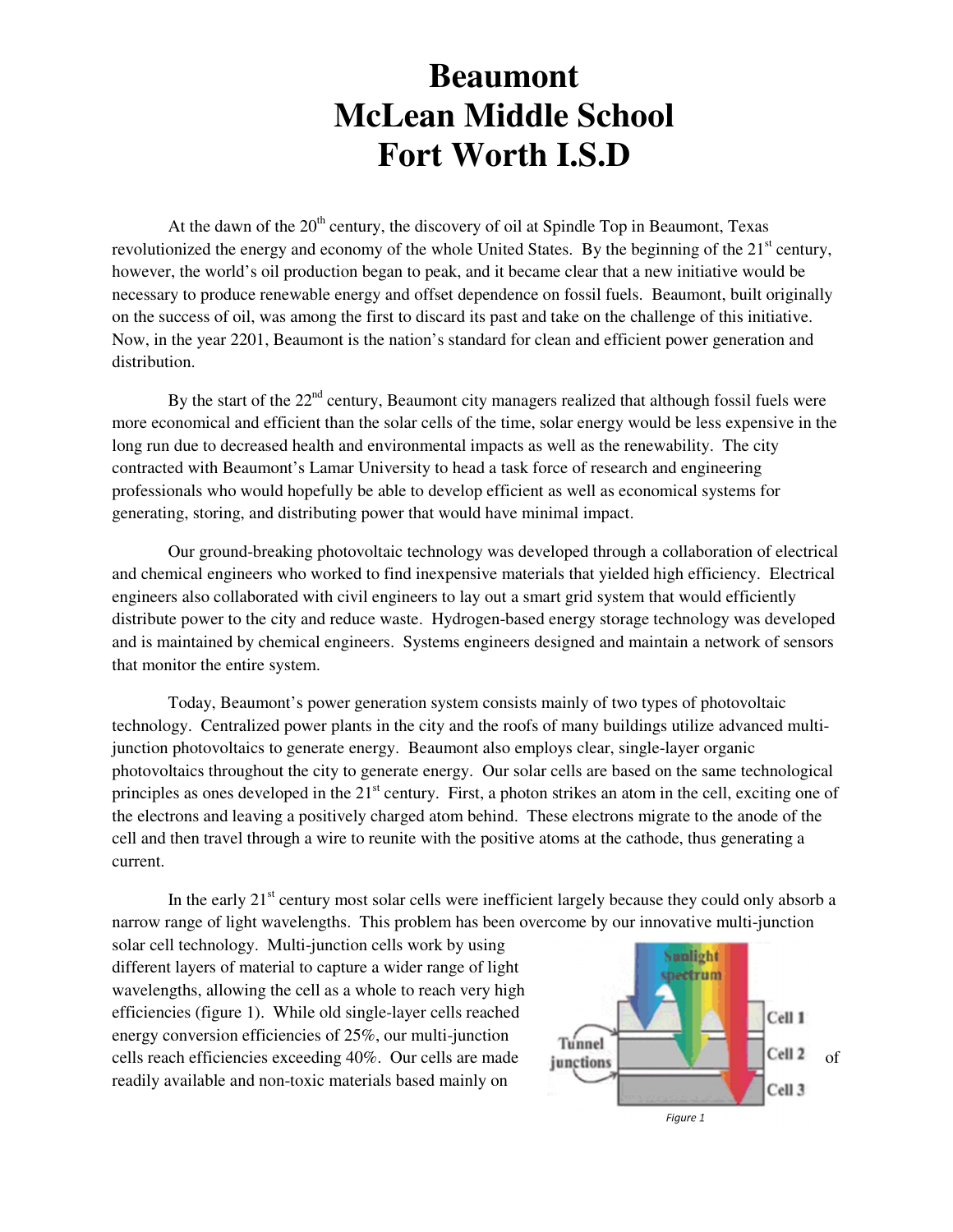# Beaumont
# McLean Middle School
# Fort Worth I.S.D

At the dawn of the 20th century, the discovery of oil at Spindle Top in Beaumont, Texas revolutionized the energy and economy of the whole United States. By the beginning of the 21st century, however, the world's oil production began to peak, and it became clear that a new initiative would be necessary to produce renewable energy and offset dependence on fossil fuels. Beaumont, built originally on the success of oil, was among the first to discard its past and take on the challenge of this initiative. Now, in the year 2201, Beaumont is the nation's standard for clean and efficient power generation and distribution.

By the start of the 22nd century, Beaumont city managers realized that although fossil fuels were more economical and efficient than the solar cells of the time, solar energy would be less expensive in the long run due to decreased health and environmental impacts as well as the renewability. The city contracted with Beaumont's Lamar University to head a task force of research and engineering professionals who would hopefully be able to develop efficient as well as economical systems for generating, storing, and distributing power that would have minimal impact.

Our ground-breaking photovoltaic technology was developed through a collaboration of electrical and chemical engineers who worked to find inexpensive materials that yielded high efficiency. Electrical engineers also collaborated with civil engineers to lay out a smart grid system that would efficiently distribute power to the city and reduce waste. Hydrogen-based energy storage technology was developed and is maintained by chemical engineers. Systems engineers designed and maintain a network of sensors that monitor the entire system.

Today, Beaumont's power generation system consists mainly of two types of photovoltaic technology. Centralized power plants in the city and the roofs of many buildings utilize advanced multi-junction photovoltaics to generate energy. Beaumont also employs clear, single-layer organic photovoltaics throughout the city to generate energy. Our solar cells are based on the same technological principles as ones developed in the 21st century. First, a photon strikes an atom in the cell, exciting one of the electrons and leaving a positively charged atom behind. These electrons migrate to the anode of the cell and then travel through a wire to reunite with the positive atoms at the cathode, thus generating a current.

In the early 21st century most solar cells were inefficient largely because they could only absorb a narrow range of light wavelengths. This problem has been overcome by our innovative multi-junction solar cell technology. Multi-junction cells work by using different layers of material to capture a wider range of light wavelengths, allowing the cell as a whole to reach very high efficiencies (figure 1). While old single-layer cells reached energy conversion efficiencies of 25%, our multi-junction cells reach efficiencies exceeding 40%. Our cells are made of readily available and non-toxic materials based mainly on

Figure 1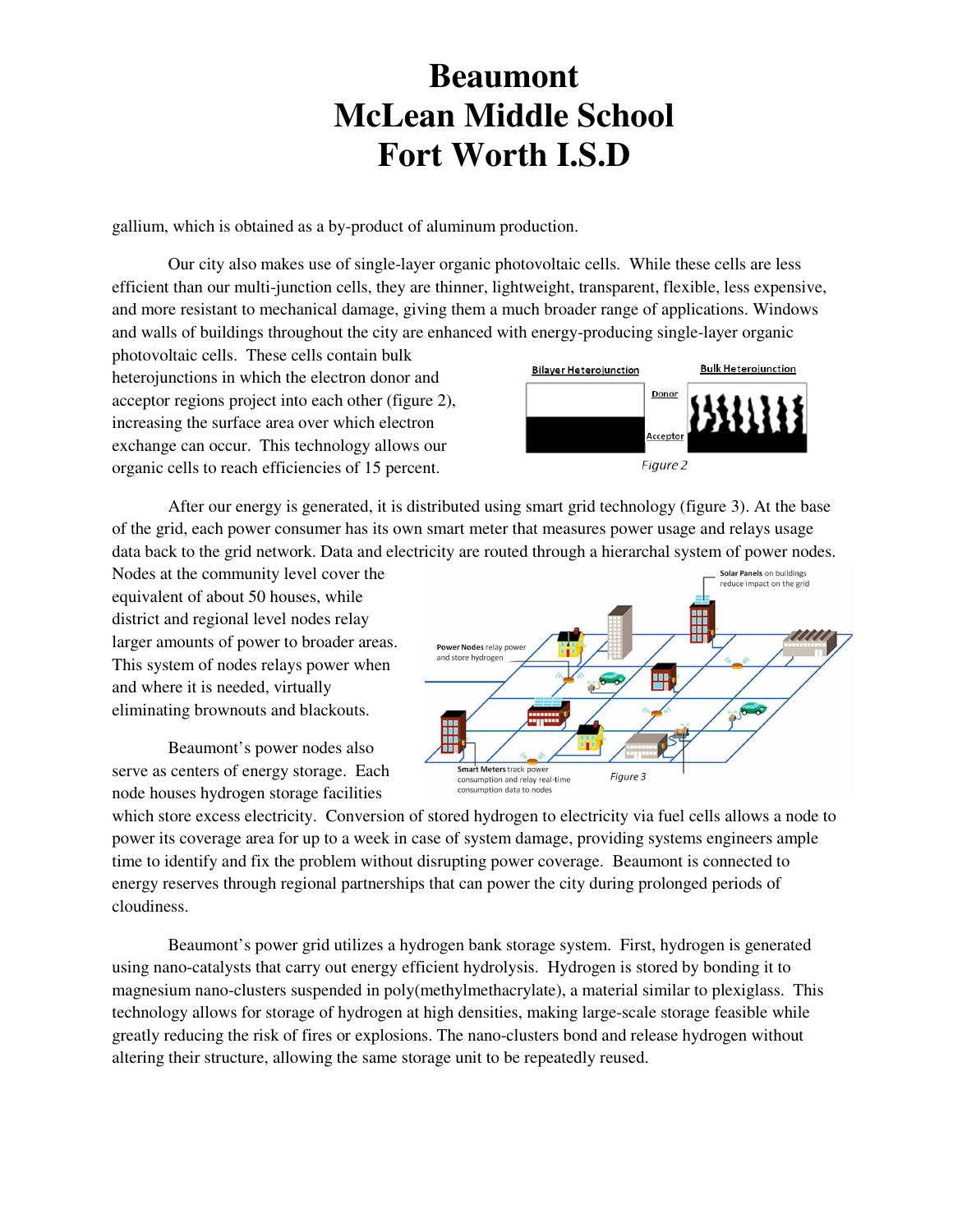gallium, which is obtained as a by-product of aluminum production.

Our city also makes use of single-layer organic photovoltaic cells. While these cells are less efficient than our multi-junction cells, they are thinner, lightweight, transparent, flexible, less expensive, and more resistant to mechanical damage, giving them a much broader range of applications. Windows and walls of buildings throughout the city are enhanced with energy-producing single-layer organic photovoltaic cells. These cells contain bulk heterojunctions in which the electron donor and acceptor regions project into each other (figure 2), increasing the surface area over which electron exchange can occur. This technology allows our organic cells to reach efficiencies of 15 percent.

Figure 2

After our energy is generated, it is distributed using smart grid technology (figure 3). At the base of the grid, each power consumer has its own smart meter that measures power usage and relays usage data back to the grid network. Data and electricity are routed through a hierarchal system of power nodes. Nodes at the community level cover the equivalent of about 50 houses, while district and regional level nodes relay larger amounts of power to broader areas. This system of nodes relays power when and where it is needed, virtually eliminating brownouts and blackouts.

Figure 3

Beaumont's power nodes also serve as centers of energy storage. Each node houses hydrogen storage facilities which store excess electricity. Conversion of stored hydrogen to electricity via fuel cells allows a node to power its coverage area for up to a week in case of system damage, providing systems engineers ample time to identify and fix the problem without disrupting power coverage. Beaumont is connected to energy reserves through regional partnerships that can power the city during prolonged periods of cloudiness.

Beaumont's power grid utilizes a hydrogen bank storage system. First, hydrogen is generated using nano-catalysts that carry out energy efficient hydrolysis. Hydrogen is stored by bonding it to magnesium nano-clusters suspended in poly(methylmethacrylate), a material similar to plexiglass. This technology allows for storage of hydrogen at high densities, making large-scale storage feasible while greatly reducing the risk of fires or explosions. The nano-clusters bond and release hydrogen without altering their structure, allowing the same storage unit to be repeatedly reused.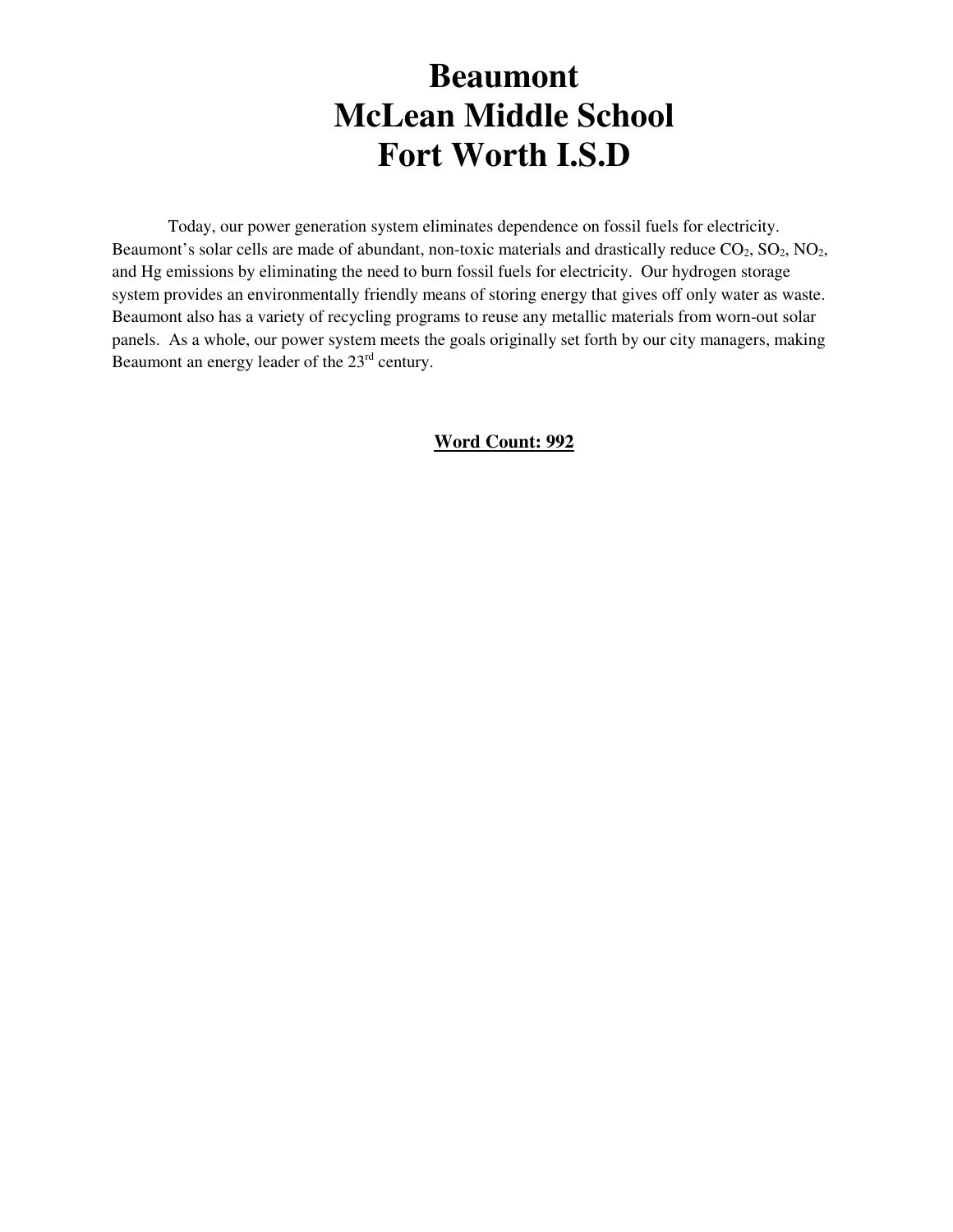# Beaumont
# McLean Middle School
# Fort Worth I.S.D

Today, our power generation system eliminates dependence on fossil fuels for electricity. Beaumont's solar cells are made of abundant, non-toxic materials and drastically reduce $CO_2$, $SO_2$, $NO_2$, and Hg emissions by eliminating the need to burn fossil fuels for electricity. Our hydrogen storage system provides an environmentally friendly means of storing energy that gives off only water as waste. Beaumont also has a variety of recycling programs to reuse any metallic materials from worn-out solar panels. As a whole, our power system meets the goals originally set forth by our city managers, making Beaumont an energy leader of the 23rd century.

**Word Count: 992**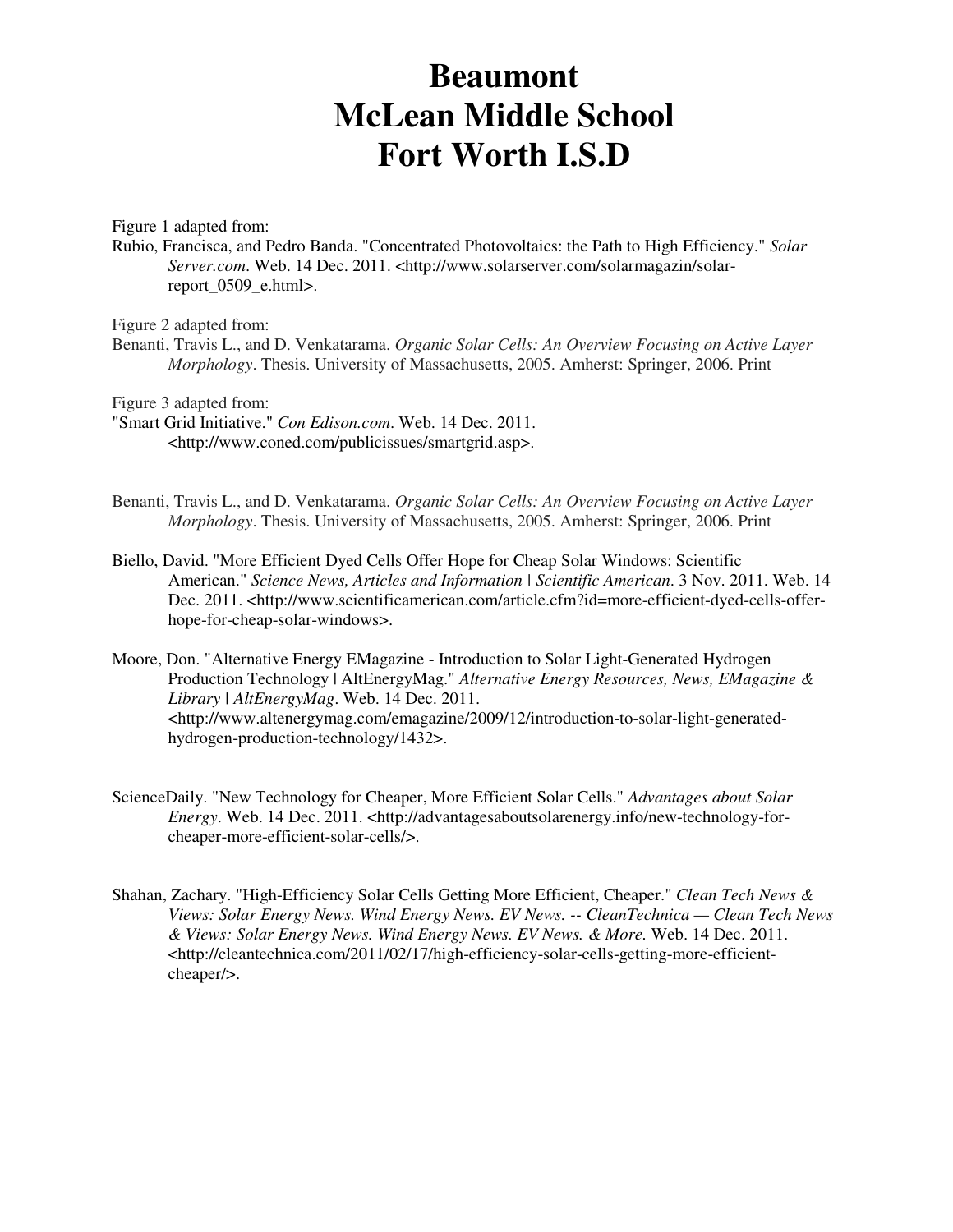# Beaumont
# McLean Middle School
# Fort Worth I.S.D

Figure 1 adapted from:

Rubio, Francisca, and Pedro Banda. "Concentrated Photovoltaics: the Path to High Efficiency." *Solar Server.com*. Web. 14 Dec. 2011. <http://www.solarserver.com/solarmagazin/solar-report_0509_e.html>.

Figure 2 adapted from:

Benanti, Travis L., and D. Venkatarama. *Organic Solar Cells: An Overview Focusing on Active Layer Morphology*. Thesis. University of Massachusetts, 2005. Amherst: Springer, 2006. Print

Figure 3 adapted from:

"Smart Grid Initiative." *Con Edison.com*. Web. 14 Dec. 2011. <http://www.coned.com/publicissues/smartgrid.asp>.

Benanti, Travis L., and D. Venkatarama. *Organic Solar Cells: An Overview Focusing on Active Layer Morphology*. Thesis. University of Massachusetts, 2005. Amherst: Springer, 2006. Print

Biello, David. "More Efficient Dyed Cells Offer Hope for Cheap Solar Windows: Scientific American." *Science News, Articles and Information | Scientific American*. 3 Nov. 2011. Web. 14 Dec. 2011. <http://www.scientificamerican.com/article.cfm?id=more-efficient-dyed-cells-offer-hope-for-cheap-solar-windows>.

Moore, Don. "Alternative Energy EMagazine - Introduction to Solar Light-Generated Hydrogen Production Technology | AltEnergyMag." *Alternative Energy Resources, News, EMagazine & Library | AltEnergyMag*. Web. 14 Dec. 2011. <http://www.altenergymag.com/emagazine/2009/12/introduction-to-solar-light-generated-hydrogen-production-technology/1432>.

ScienceDaily. "New Technology for Cheaper, More Efficient Solar Cells." *Advantages about Solar Energy*. Web. 14 Dec. 2011. <http://advantagesaboutsolarenergy.info/new-technology-for-cheaper-more-efficient-solar-cells/>.

Shahan, Zachary. "High-Efficiency Solar Cells Getting More Efficient, Cheaper." *Clean Tech News & Views: Solar Energy News. Wind Energy News. EV News. -- CleanTechnica — Clean Tech News & Views: Solar Energy News. Wind Energy News. EV News. & More.* Web. 14 Dec. 2011. <http://cleantechnica.com/2011/02/17/high-efficiency-solar-cells-getting-more-efficient-cheaper/>.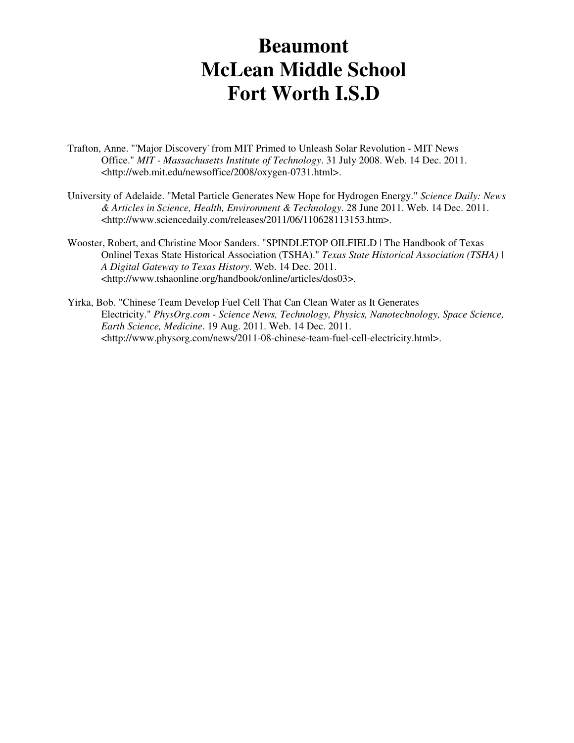# Beaumont
# McLean Middle School
# Fort Worth I.S.D

Trafton, Anne. "'Major Discovery' from MIT Primed to Unleash Solar Revolution - MIT News Office." *MIT - Massachusetts Institute of Technology*. 31 July 2008. Web. 14 Dec. 2011. <http://web.mit.edu/newsoffice/2008/oxygen-0731.html>.

University of Adelaide. "Metal Particle Generates New Hope for Hydrogen Energy." *Science Daily: News & Articles in Science, Health, Environment & Technology*. 28 June 2011. Web. 14 Dec. 2011. <http://www.sciencedaily.com/releases/2011/06/110628113153.htm>.

Wooster, Robert, and Christine Moor Sanders. "SPINDLETOP OILFIELD | The Handbook of Texas Online| Texas State Historical Association (TSHA)." *Texas State Historical Association (TSHA) | A Digital Gateway to Texas History*. Web. 14 Dec. 2011. <http://www.tshaonline.org/handbook/online/articles/dos03>.

Yirka, Bob. "Chinese Team Develop Fuel Cell That Can Clean Water as It Generates Electricity." *PhysOrg.com - Science News, Technology, Physics, Nanotechnology, Space Science, Earth Science, Medicine*. 19 Aug. 2011. Web. 14 Dec. 2011. <http://www.physorg.com/news/2011-08-chinese-team-fuel-cell-electricity.html>.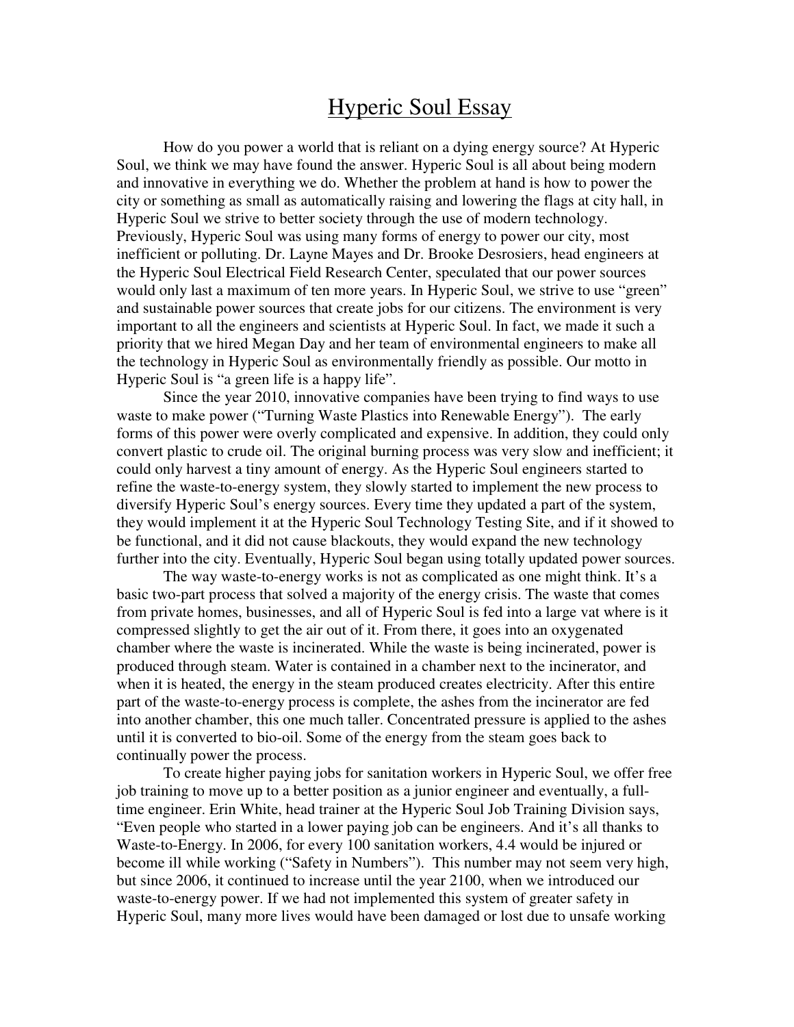# Hyperic Soul Essay

How do you power a world that is reliant on a dying energy source? At Hyperic Soul, we think we may have found the answer. Hyperic Soul is all about being modern and innovative in everything we do. Whether the problem at hand is how to power the city or something as small as automatically raising and lowering the flags at city hall, in Hyperic Soul we strive to better society through the use of modern technology. Previously, Hyperic Soul was using many forms of energy to power our city, most inefficient or polluting. Dr. Layne Mayes and Dr. Brooke Desrosiers, head engineers at the Hyperic Soul Electrical Field Research Center, speculated that our power sources would only last a maximum of ten more years. In Hyperic Soul, we strive to use "green" and sustainable power sources that create jobs for our citizens. The environment is very important to all the engineers and scientists at Hyperic Soul. In fact, we made it such a priority that we hired Megan Day and her team of environmental engineers to make all the technology in Hyperic Soul as environmentally friendly as possible. Our motto in Hyperic Soul is "a green life is a happy life".

Since the year 2010, innovative companies have been trying to find ways to use waste to make power ("Turning Waste Plastics into Renewable Energy"). The early forms of this power were overly complicated and expensive. In addition, they could only convert plastic to crude oil. The original burning process was very slow and inefficient; it could only harvest a tiny amount of energy. As the Hyperic Soul engineers started to refine the waste-to-energy system, they slowly started to implement the new process to diversify Hyperic Soul's energy sources. Every time they updated a part of the system, they would implement it at the Hyperic Soul Technology Testing Site, and if it showed to be functional, and it did not cause blackouts, they would expand the new technology further into the city. Eventually, Hyperic Soul began using totally updated power sources.

The way waste-to-energy works is not as complicated as one might think. It's a basic two-part process that solved a majority of the energy crisis. The waste that comes from private homes, businesses, and all of Hyperic Soul is fed into a large vat where is it compressed slightly to get the air out of it. From there, it goes into an oxygenated chamber where the waste is incinerated. While the waste is being incinerated, power is produced through steam. Water is contained in a chamber next to the incinerator, and when it is heated, the energy in the steam produced creates electricity. After this entire part of the waste-to-energy process is complete, the ashes from the incinerator are fed into another chamber, this one much taller. Concentrated pressure is applied to the ashes until it is converted to bio-oil. Some of the energy from the steam goes back to continually power the process.

To create higher paying jobs for sanitation workers in Hyperic Soul, we offer free job training to move up to a better position as a junior engineer and eventually, a full-time engineer. Erin White, head trainer at the Hyperic Soul Job Training Division says, "Even people who started in a lower paying job can be engineers. And it's all thanks to Waste-to-Energy. In 2006, for every 100 sanitation workers, 4.4 would be injured or become ill while working ("Safety in Numbers"). This number may not seem very high, but since 2006, it continued to increase until the year 2100, when we introduced our waste-to-energy power. If we had not implemented this system of greater safety in Hyperic Soul, many more lives would have been damaged or lost due to unsafe working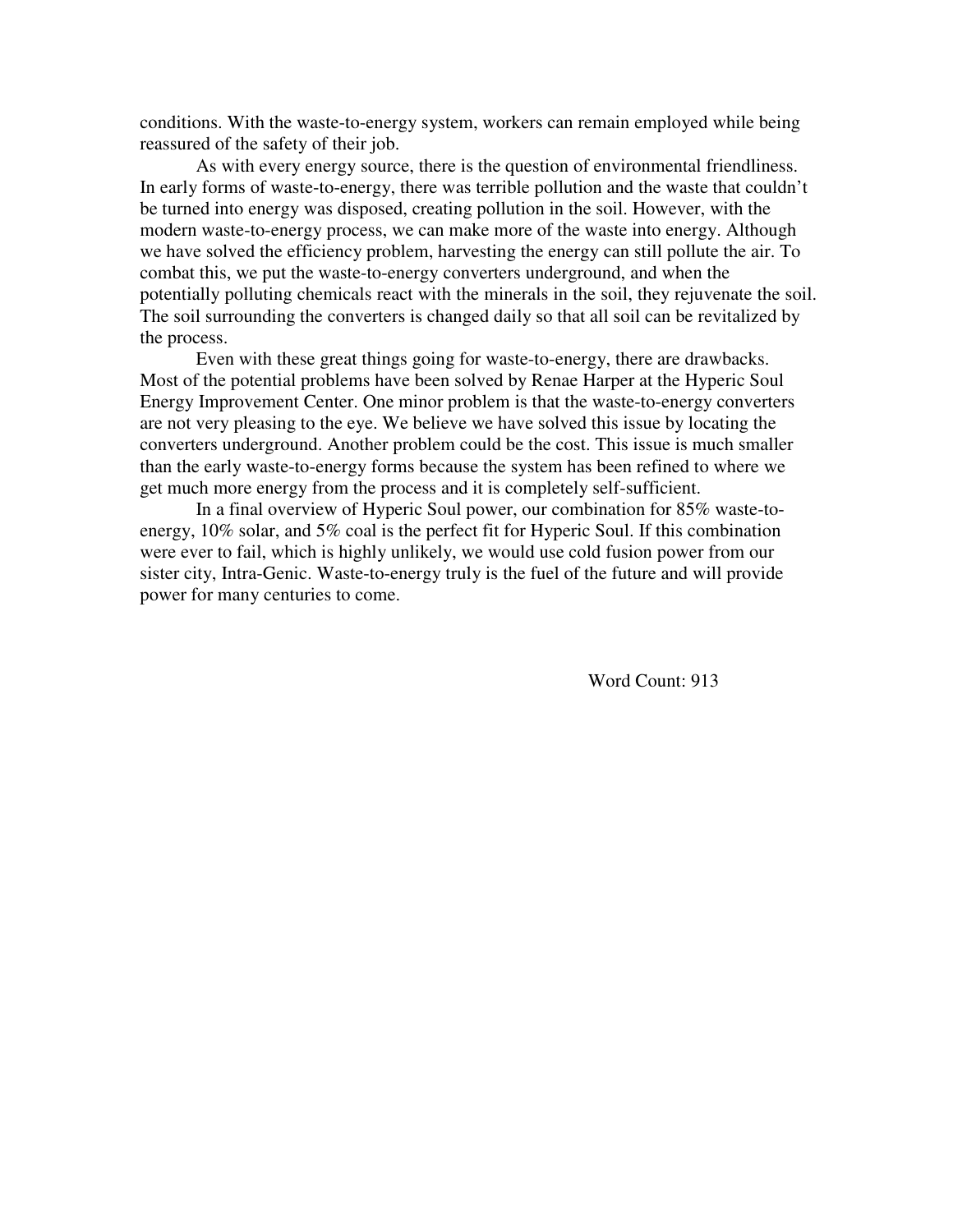conditions. With the waste-to-energy system, workers can remain employed while being reassured of the safety of their job.

As with every energy source, there is the question of environmental friendliness. In early forms of waste-to-energy, there was terrible pollution and the waste that couldn't be turned into energy was disposed, creating pollution in the soil. However, with the modern waste-to-energy process, we can make more of the waste into energy. Although we have solved the efficiency problem, harvesting the energy can still pollute the air. To combat this, we put the waste-to-energy converters underground, and when the potentially polluting chemicals react with the minerals in the soil, they rejuvenate the soil. The soil surrounding the converters is changed daily so that all soil can be revitalized by the process.

Even with these great things going for waste-to-energy, there are drawbacks. Most of the potential problems have been solved by Renae Harper at the Hyperic Soul Energy Improvement Center. One minor problem is that the waste-to-energy converters are not very pleasing to the eye. We believe we have solved this issue by locating the converters underground. Another problem could be the cost. This issue is much smaller than the early waste-to-energy forms because the system has been refined to where we get much more energy from the process and it is completely self-sufficient.

In a final overview of Hyperic Soul power, our combination for 85% waste-to-energy, 10% solar, and 5% coal is the perfect fit for Hyperic Soul. If this combination were ever to fail, which is highly unlikely, we would use cold fusion power from our sister city, Intra-Genic. Waste-to-energy truly is the fuel of the future and will provide power for many centuries to come.

Word Count: 913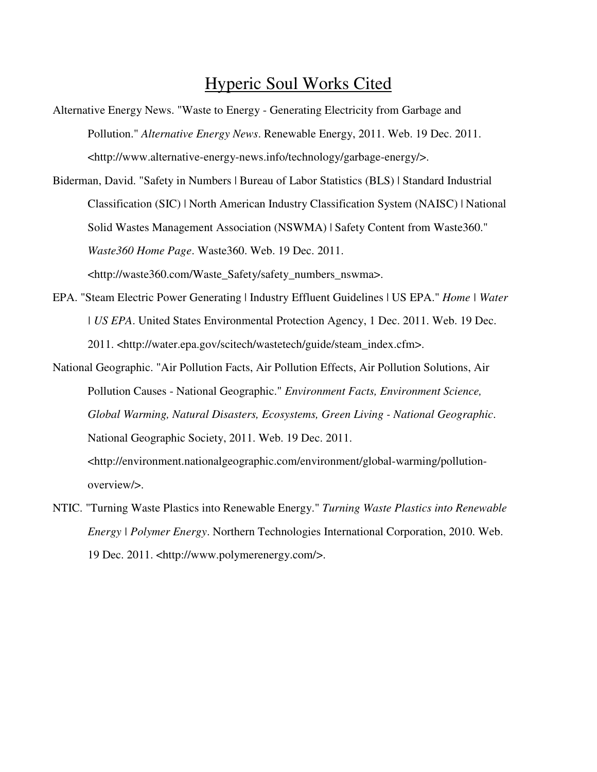# Hyperic Soul Works Cited

Alternative Energy News. "Waste to Energy - Generating Electricity from Garbage and Pollution." *Alternative Energy News*. Renewable Energy, 2011. Web. 19 Dec. 2011. <http://www.alternative-energy-news.info/technology/garbage-energy/>.

Biderman, David. "Safety in Numbers | Bureau of Labor Statistics (BLS) | Standard Industrial Classification (SIC) | North American Industry Classification System (NAISC) | National Solid Wastes Management Association (NSWMA) | Safety Content from Waste360." *Waste360 Home Page*. Waste360. Web. 19 Dec. 2011. <http://waste360.com/Waste_Safety/safety_numbers_nswma>.

EPA. "Steam Electric Power Generating | Industry Effluent Guidelines | US EPA." *Home | Water | US EPA*. United States Environmental Protection Agency, 1 Dec. 2011. Web. 19 Dec. 2011. <http://water.epa.gov/scitech/wastetech/guide/steam_index.cfm>.

National Geographic. "Air Pollution Facts, Air Pollution Effects, Air Pollution Solutions, Air Pollution Causes - National Geographic." *Environment Facts, Environment Science, Global Warming, Natural Disasters, Ecosystems, Green Living - National Geographic*. National Geographic Society, 2011. Web. 19 Dec. 2011. <http://environment.nationalgeographic.com/environment/global-warming/pollution-overview/>.

NTIC. "Turning Waste Plastics into Renewable Energy." *Turning Waste Plastics into Renewable Energy | Polymer Energy*. Northern Technologies International Corporation, 2010. Web. 19 Dec. 2011. <http://www.polymerenergy.com/>.